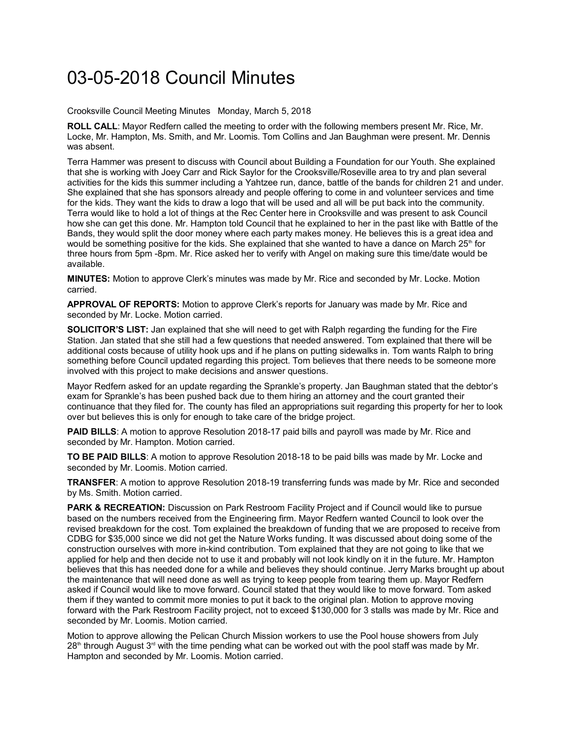# 03-05-2018 Council Minutes

Crooksville Council Meeting Minutes Monday, March 5, 2018

**ROLL CALL**: Mayor Redfern called the meeting to order with the following members present Mr. Rice, Mr. Locke, Mr. Hampton, Ms. Smith, and Mr. Loomis. Tom Collins and Jan Baughman were present. Mr. Dennis was absent.

Terra Hammer was present to discuss with Council about Building a Foundation for our Youth. She explained that she is working with Joey Carr and Rick Saylor for the Crooksville/Roseville area to try and plan several activities for the kids this summer including a Yahtzee run, dance, battle of the bands for children 21 and under. She explained that she has sponsors already and people offering to come in and volunteer services and time for the kids. They want the kids to draw a logo that will be used and all will be put back into the community. Terra would like to hold a lot of things at the Rec Center here in Crooksville and was present to ask Council how she can get this done. Mr. Hampton told Council that he explained to her in the past like with Battle of the Bands, they would split the door money where each party makes money. He believes this is a great idea and would be something positive for the kids. She explained that she wanted to have a dance on March 25th for three hours from 5pm -8pm. Mr. Rice asked her to verify with Angel on making sure this time/date would be available.

**MINUTES:** Motion to approve Clerk's minutes was made by Mr. Rice and seconded by Mr. Locke. Motion carried.

**APPROVAL OF REPORTS:** Motion to approve Clerk's reports for January was made by Mr. Rice and seconded by Mr. Locke. Motion carried.

**SOLICITOR'S LIST:** Jan explained that she will need to get with Ralph regarding the funding for the Fire Station. Jan stated that she still had a few questions that needed answered. Tom explained that there will be additional costs because of utility hook ups and if he plans on putting sidewalks in. Tom wants Ralph to bring something before Council updated regarding this project. Tom believes that there needs to be someone more involved with this project to make decisions and answer questions.

Mayor Redfern asked for an update regarding the Sprankle's property. Jan Baughman stated that the debtor's exam for Sprankle's has been pushed back due to them hiring an attorney and the court granted their continuance that they filed for. The county has filed an appropriations suit regarding this property for her to look over but believes this is only for enough to take care of the bridge project.

**PAID BILLS**: A motion to approve Resolution 2018-17 paid bills and payroll was made by Mr. Rice and seconded by Mr. Hampton. Motion carried.

**TO BE PAID BILLS**: A motion to approve Resolution 2018-18 to be paid bills was made by Mr. Locke and seconded by Mr. Loomis. Motion carried.

**TRANSFER**: A motion to approve Resolution 2018-19 transferring funds was made by Mr. Rice and seconded by Ms. Smith. Motion carried.

**PARK & RECREATION:** Discussion on Park Restroom Facility Project and if Council would like to pursue based on the numbers received from the Engineering firm. Mayor Redfern wanted Council to look over the revised breakdown for the cost. Tom explained the breakdown of funding that we are proposed to receive from CDBG for $35,000 since we did not get the Nature Works funding. It was discussed about doing some of the construction ourselves with more in-kind contribution. Tom explained that they are not going to like that we applied for help and then decide not to use it and probably will not look kindly on it in the future. Mr. Hampton believes that this has needed done for a while and believes they should continue. Jerry Marks brought up about the maintenance that will need done as well as trying to keep people from tearing them up. Mayor Redfern asked if Council would like to move forward. Council stated that they would like to move forward. Tom asked them if they wanted to commit more monies to put it back to the original plan. Motion to approve moving forward with the Park Restroom Facility project, not to exceed $130,000 for 3 stalls was made by Mr. Rice and seconded by Mr. Loomis. Motion carried.

Motion to approve allowing the Pelican Church Mission workers to use the Pool house showers from July 28th through August 3rd with the time pending what can be worked out with the pool staff was made by Mr. Hampton and seconded by Mr. Loomis. Motion carried.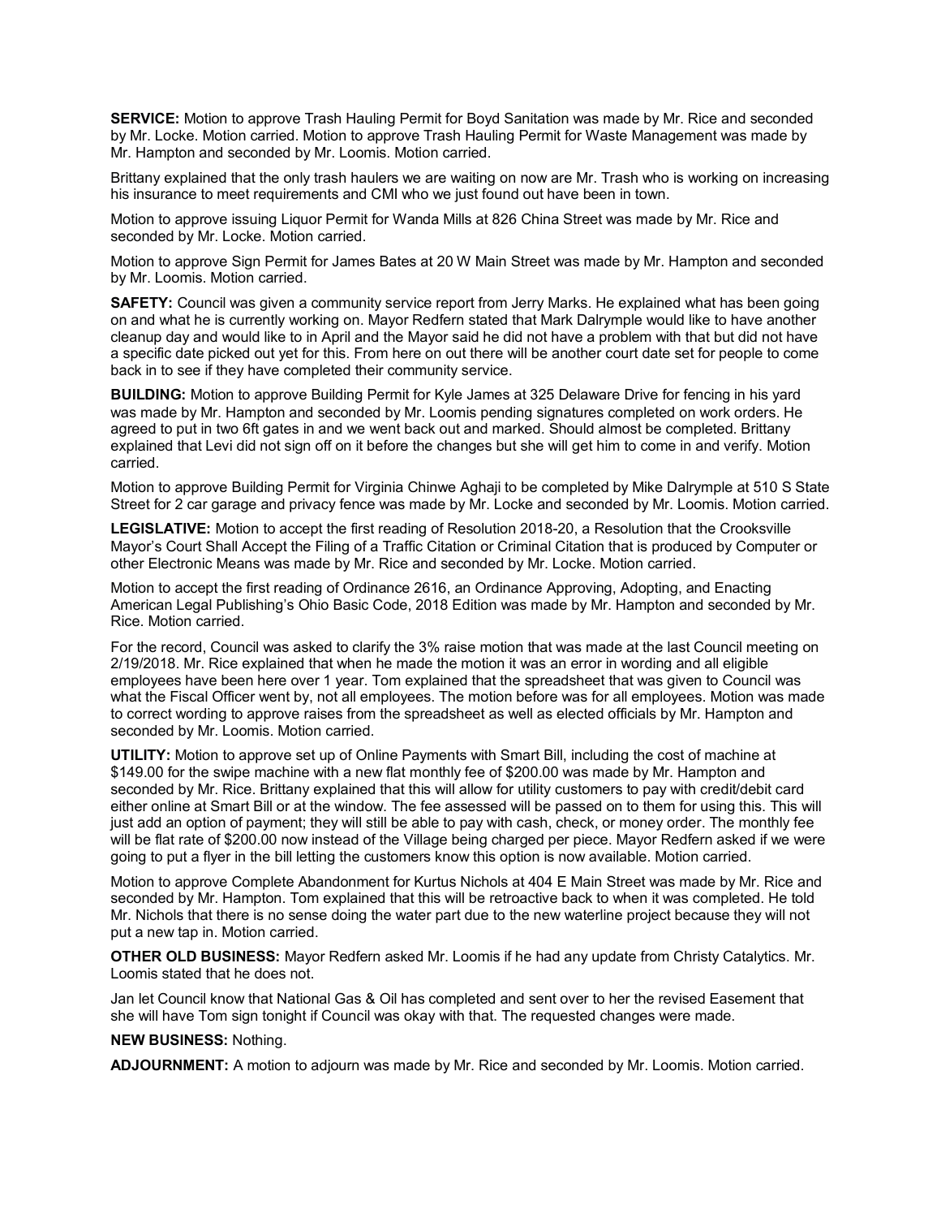**SERVICE:** Motion to approve Trash Hauling Permit for Boyd Sanitation was made by Mr. Rice and seconded by Mr. Locke. Motion carried. Motion to approve Trash Hauling Permit for Waste Management was made by Mr. Hampton and seconded by Mr. Loomis. Motion carried.

Brittany explained that the only trash haulers we are waiting on now are Mr. Trash who is working on increasing his insurance to meet requirements and CMI who we just found out have been in town.

Motion to approve issuing Liquor Permit for Wanda Mills at 826 China Street was made by Mr. Rice and seconded by Mr. Locke. Motion carried.

Motion to approve Sign Permit for James Bates at 20 W Main Street was made by Mr. Hampton and seconded by Mr. Loomis. Motion carried.

**SAFETY:** Council was given a community service report from Jerry Marks. He explained what has been going on and what he is currently working on. Mayor Redfern stated that Mark Dalrymple would like to have another cleanup day and would like to in April and the Mayor said he did not have a problem with that but did not have a specific date picked out yet for this. From here on out there will be another court date set for people to come back in to see if they have completed their community service.

**BUILDING:** Motion to approve Building Permit for Kyle James at 325 Delaware Drive for fencing in his yard was made by Mr. Hampton and seconded by Mr. Loomis pending signatures completed on work orders. He agreed to put in two 6ft gates in and we went back out and marked. Should almost be completed. Brittany explained that Levi did not sign off on it before the changes but she will get him to come in and verify. Motion carried.

Motion to approve Building Permit for Virginia Chinwe Aghaji to be completed by Mike Dalrymple at 510 S State Street for 2 car garage and privacy fence was made by Mr. Locke and seconded by Mr. Loomis. Motion carried.

**LEGISLATIVE:** Motion to accept the first reading of Resolution 2018-20, a Resolution that the Crooksville Mayor's Court Shall Accept the Filing of a Traffic Citation or Criminal Citation that is produced by Computer or other Electronic Means was made by Mr. Rice and seconded by Mr. Locke. Motion carried.

Motion to accept the first reading of Ordinance 2616, an Ordinance Approving, Adopting, and Enacting American Legal Publishing's Ohio Basic Code, 2018 Edition was made by Mr. Hampton and seconded by Mr. Rice. Motion carried.

For the record, Council was asked to clarify the 3% raise motion that was made at the last Council meeting on 2/19/2018. Mr. Rice explained that when he made the motion it was an error in wording and all eligible employees have been here over 1 year. Tom explained that the spreadsheet that was given to Council was what the Fiscal Officer went by, not all employees. The motion before was for all employees. Motion was made to correct wording to approve raises from the spreadsheet as well as elected officials by Mr. Hampton and seconded by Mr. Loomis. Motion carried.

**UTILITY:** Motion to approve set up of Online Payments with Smart Bill, including the cost of machine at $149.00 for the swipe machine with a new flat monthly fee of $200.00 was made by Mr. Hampton and seconded by Mr. Rice. Brittany explained that this will allow for utility customers to pay with credit/debit card either online at Smart Bill or at the window. The fee assessed will be passed on to them for using this. This will just add an option of payment; they will still be able to pay with cash, check, or money order. The monthly fee will be flat rate of $200.00 now instead of the Village being charged per piece. Mayor Redfern asked if we were going to put a flyer in the bill letting the customers know this option is now available. Motion carried.

Motion to approve Complete Abandonment for Kurtus Nichols at 404 E Main Street was made by Mr. Rice and seconded by Mr. Hampton. Tom explained that this will be retroactive back to when it was completed. He told Mr. Nichols that there is no sense doing the water part due to the new waterline project because they will not put a new tap in. Motion carried.

**OTHER OLD BUSINESS:** Mayor Redfern asked Mr. Loomis if he had any update from Christy Catalytics. Mr. Loomis stated that he does not.

Jan let Council know that National Gas & Oil has completed and sent over to her the revised Easement that she will have Tom sign tonight if Council was okay with that. The requested changes were made.

**NEW BUSINESS:** Nothing.

**ADJOURNMENT:** A motion to adjourn was made by Mr. Rice and seconded by Mr. Loomis. Motion carried.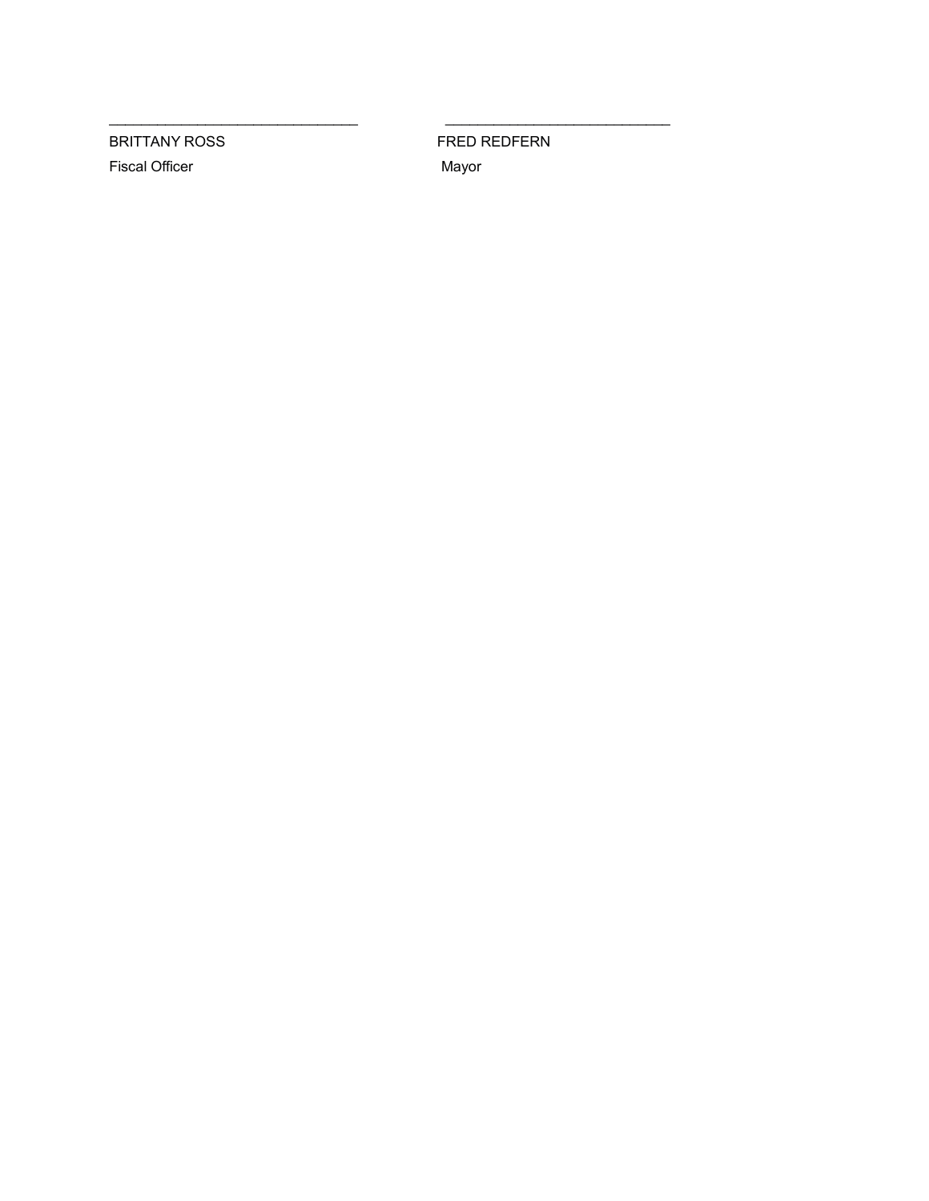_______________________________ _______________________________

BRITTANY ROSS FRED REDFERN

Fiscal Officer Mayor